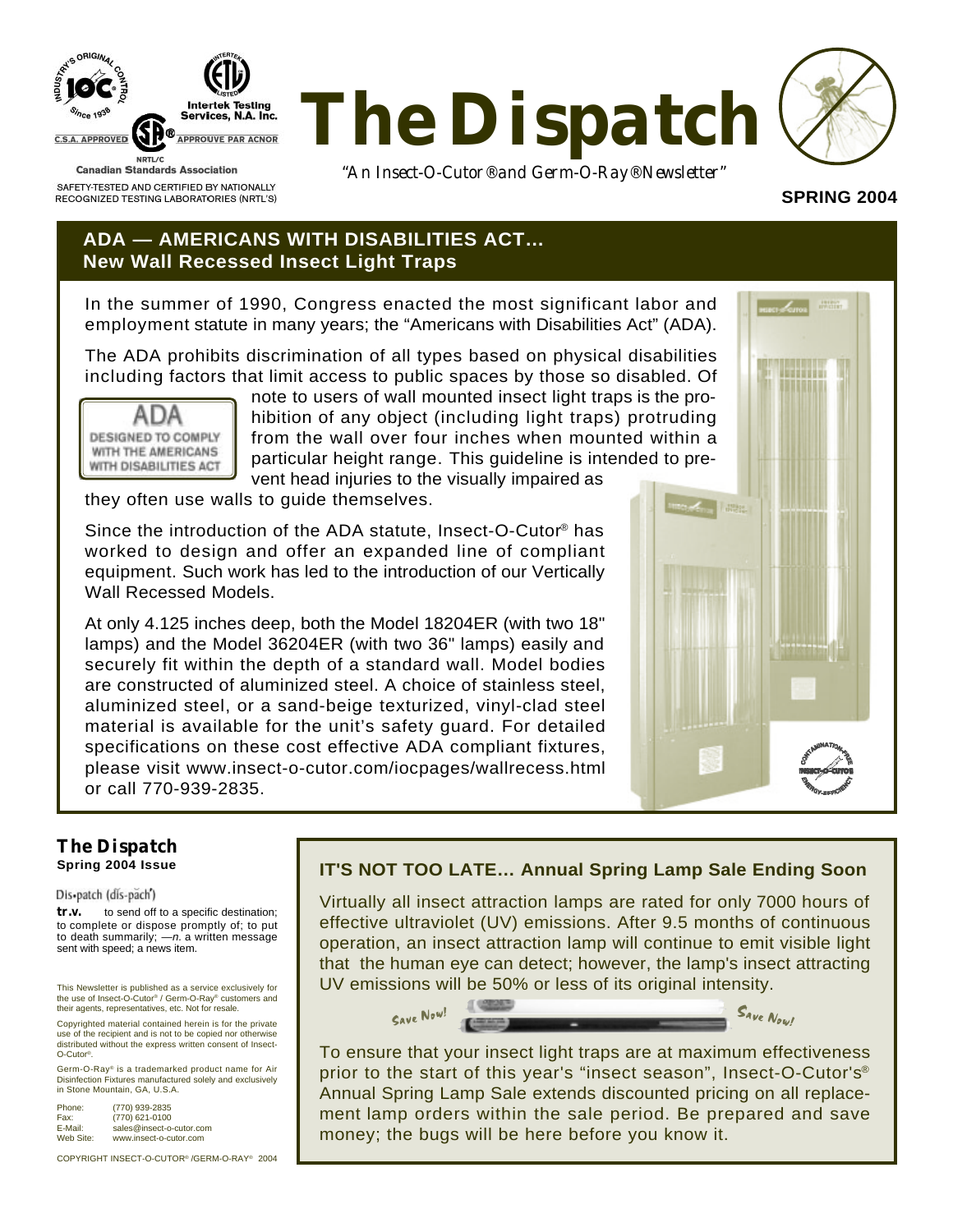INDUSTRY'S ORIGINAL CONTROL Since 1938

Intertek Testing Services, N.A. Inc.

C.S.A. APPROVED — APPROUVE PAR ACNOR

NRTL/C

Canadian Standards Association

SAFETY-TESTED AND CERTIFIED BY NATIONALLY RECOGNIZED TESTING LABORATORIES (NRTL'S)

# The Dispatch

*"An Insect-O-Cutor® and Germ-O-Ray® Newsletter"*

**SPRING 2004**

## ADA — AMERICANS WITH DISABILITIES ACT... New Wall Recessed Insect Light Traps

In the summer of 1990, Congress enacted the most significant labor and employment statute in many years; the "Americans with Disabilities Act" (ADA).

The ADA prohibits discrimination of all types based on physical disabilities including factors that limit access to public spaces by those so disabled. Of note to users of wall mounted insect light traps is the prohibition of any object (including light traps) protruding from the wall over four inches when mounted within a particular height range. This guideline is intended to prevent head injuries to the visually impaired as they often use walls to guide themselves.

ADA DESIGNED TO COMPLY WITH THE AMERICANS WITH DISABILITIES ACT

Since the introduction of the ADA statute, Insect-O-Cutor® has worked to design and offer an expanded line of compliant equipment. Such work has led to the introduction of our Vertically Wall Recessed Models.

At only 4.125 inches deep, both the Model 18204ER (with two 18" lamps) and the Model 36204ER (with two 36" lamps) easily and securely fit within the depth of a standard wall. Model bodies are constructed of aluminized steel. A choice of stainless steel, aluminized steel, or a sand-beige texturized, vinyl-clad steel material is available for the unit's safety guard. For detailed specifications on these cost effective ADA compliant fixtures, please visit www.insect-o-cutor.com/iocpages/wallrecess.html or call 770-939-2835.

### The Dispatch
**Spring 2004 Issue**

Dis•patch (dĭs-păch')

**tr.v.** to send off to a specific destination; to complete or dispose promptly of; to put to death summarily; —*n.* a written message sent with speed; a news item.

This Newsletter is published as a service exclusively for the use of Insect-O-Cutor® / Germ-O-Ray® customers and their agents, representatives, etc. Not for resale.

Copyrighted material contained herein is for the private use of the recipient and is not to be copied nor otherwise distributed without the express written consent of Insect-O-Cutor®.

Germ-O-Ray® is a trademarked product name for Air Disinfection Fixtures manufactured solely and exclusively in Stone Mountain, GA, U.S.A.

Phone: (770) 939-2835
Fax: (770) 621-0100
E-Mail: sales@insect-o-cutor.com
Web Site: www.insect-o-cutor.com

COPYRIGHT INSECT-O-CUTOR® /GERM-O-RAY® 2004

## IT'S NOT TOO LATE... Annual Spring Lamp Sale Ending Soon

Virtually all insect attraction lamps are rated for only 7000 hours of effective ultraviolet (UV) emissions. After 9.5 months of continuous operation, an insect attraction lamp will continue to emit visible light that the human eye can detect; however, the lamp's insect attracting UV emissions will be 50% or less of its original intensity.

Save Now! Save Now!

To ensure that your insect light traps are at maximum effectiveness prior to the start of this year's "insect season", Insect-O-Cutor's® Annual Spring Lamp Sale extends discounted pricing on all replacement lamp orders within the sale period. Be prepared and save money; the bugs will be here before you know it.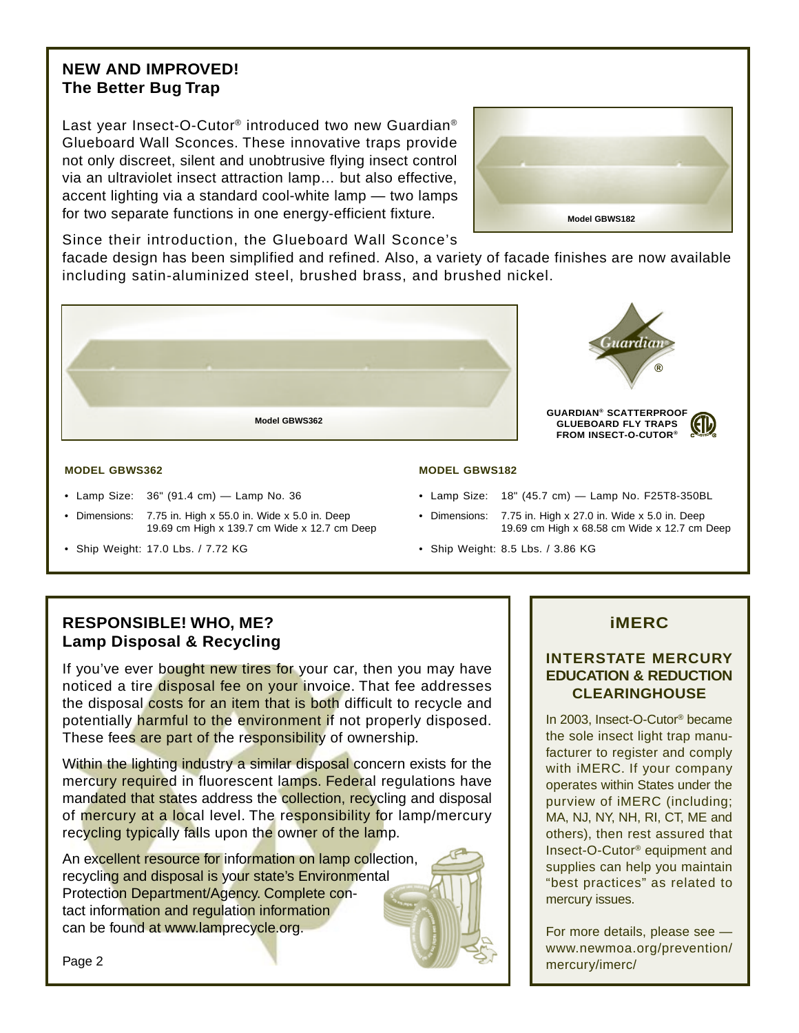## NEW AND IMPROVED!
## The Better Bug Trap

Last year Insect-O-Cutor® introduced two new Guardian® Glueboard Wall Sconces. These innovative traps provide not only discreet, silent and unobtrusive flying insect control via an ultraviolet insect attraction lamp... but also effective, accent lighting via a standard cool-white lamp — two lamps for two separate functions in one energy-efficient fixture.

Model GBWS182

Since their introduction, the Glueboard Wall Sconce's facade design has been simplified and refined. Also, a variety of facade finishes are now available including satin-aluminized steel, brushed brass, and brushed nickel.

Model GBWS362

**GUARDIAN® SCATTERPROOF GLUEBOARD FLY TRAPS FROM INSECT-O-CUTOR®**

**MODEL GBWS362**

- Lamp Size: 36" (91.4 cm) — Lamp No. 36
- Dimensions: 7.75 in. High x 55.0 in. Wide x 5.0 in. Deep
  19.69 cm High x 139.7 cm Wide x 12.7 cm Deep
- Ship Weight: 17.0 Lbs. / 7.72 KG

**MODEL GBWS182**

- Lamp Size: 18" (45.7 cm) — Lamp No. F25T8-350BL
- Dimensions: 7.75 in. High x 27.0 in. Wide x 5.0 in. Deep
  19.69 cm High x 68.58 cm Wide x 12.7 cm Deep
- Ship Weight: 8.5 Lbs. / 3.86 KG

## RESPONSIBLE! WHO, ME?
## Lamp Disposal & Recycling

If you've ever bought new tires for your car, then you may have noticed a tire disposal fee on your invoice. That fee addresses the disposal costs for an item that is both difficult to recycle and potentially harmful to the environment if not properly disposed. These fees are part of the responsibility of ownership.

Within the lighting industry a similar disposal concern exists for the mercury required in fluorescent lamps. Federal regulations have mandated that states address the collection, recycling and disposal of mercury at a local level. The responsibility for lamp/mercury recycling typically falls upon the owner of the lamp.

An excellent resource for information on lamp collection, recycling and disposal is your state's Environmental Protection Department/Agency. Complete contact information and regulation information can be found at www.lamprecycle.org.

## iMERC

### INTERSTATE MERCURY EDUCATION & REDUCTION CLEARINGHOUSE

In 2003, Insect-O-Cutor® became the sole insect light trap manufacturer to register and comply with iMERC. If your company operates within States under the purview of iMERC (including; MA, NJ, NY, NH, RI, CT, ME and others), then rest assured that Insect-O-Cutor® equipment and supplies can help you maintain "best practices" as related to mercury issues.

For more details, please see — www.newmoa.org/prevention/mercury/imerc/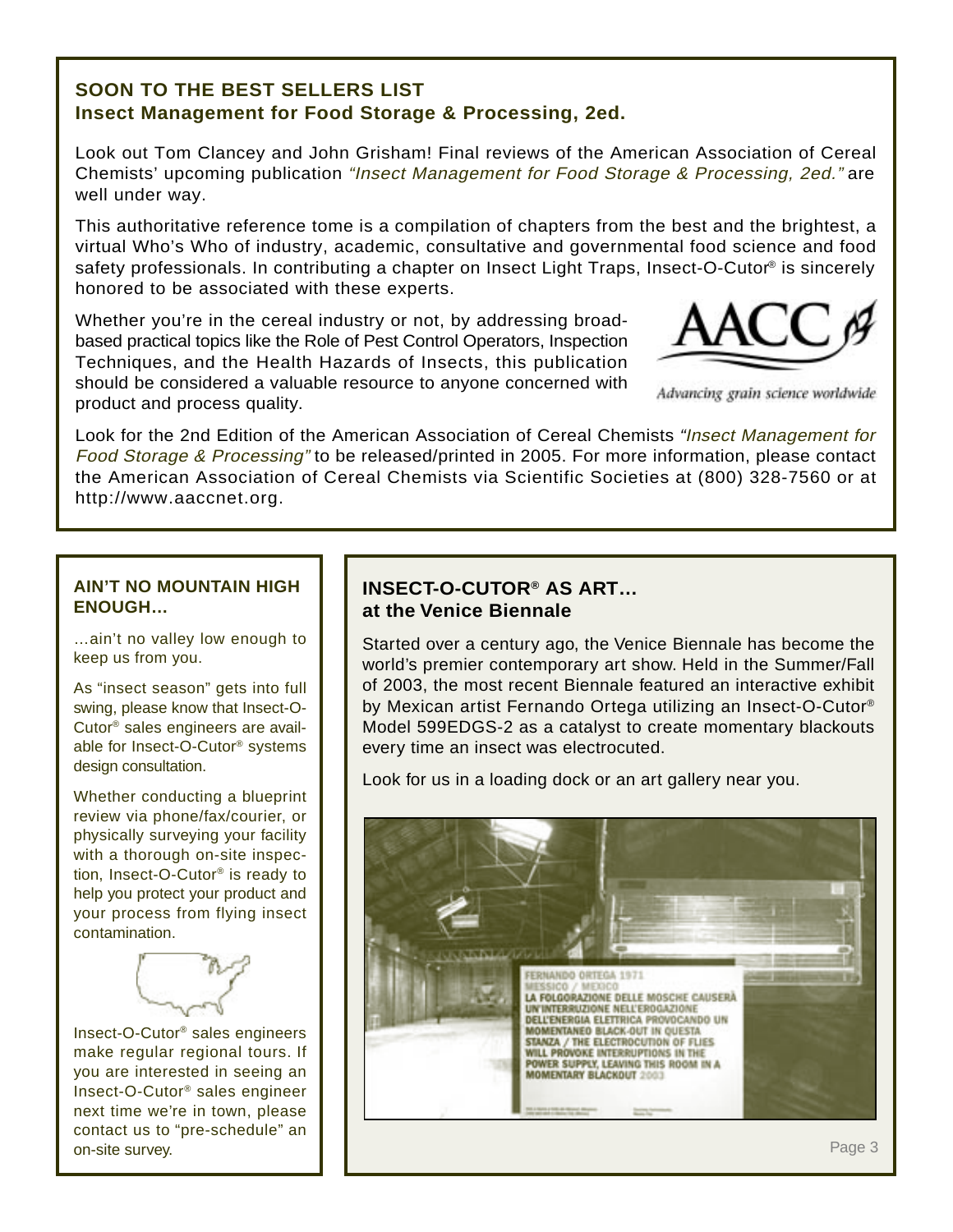## SOON TO THE BEST SELLERS LIST
## Insect Management for Food Storage & Processing, 2ed.

Look out Tom Clancey and John Grisham! Final reviews of the American Association of Cereal Chemists' upcoming publication *"Insect Management for Food Storage & Processing, 2ed."* are well under way.

This authoritative reference tome is a compilation of chapters from the best and the brightest, a virtual Who's Who of industry, academic, consultative and governmental food science and food safety professionals. In contributing a chapter on Insect Light Traps, Insect-O-Cutor® is sincerely honored to be associated with these experts.

Whether you're in the cereal industry or not, by addressing broad-based practical topics like the Role of Pest Control Operators, Inspection Techniques, and the Health Hazards of Insects, this publication should be considered a valuable resource to anyone concerned with product and process quality.

AACC
*Advancing grain science worldwide*

Look for the 2nd Edition of the American Association of Cereal Chemists *"Insect Management for Food Storage & Processing"* to be released/printed in 2005. For more information, please contact the American Association of Cereal Chemists via Scientific Societies at (800) 328-7560 or at http://www.aaccnet.org.

### AIN'T NO MOUNTAIN HIGH ENOUGH…

…ain't no valley low enough to keep us from you.

As "insect season" gets into full swing, please know that Insect-O-Cutor® sales engineers are available for Insect-O-Cutor® systems design consultation.

Whether conducting a blueprint review via phone/fax/courier, or physically surveying your facility with a thorough on-site inspection, Insect-O-Cutor® is ready to help you protect your product and your process from flying insect contamination.

Insect-O-Cutor® sales engineers make regular regional tours. If you are interested in seeing an Insect-O-Cutor® sales engineer next time we're in town, please contact us to "pre-schedule" an on-site survey.

### INSECT-O-CUTOR® AS ART… at the Venice Biennale

Started over a century ago, the Venice Biennale has become the world's premier contemporary art show. Held in the Summer/Fall of 2003, the most recent Biennale featured an interactive exhibit by Mexican artist Fernando Ortega utilizing an Insect-O-Cutor® Model 599EDGS-2 as a catalyst to create momentary blackouts every time an insect was electrocuted.

Look for us in a loading dock or an art gallery near you.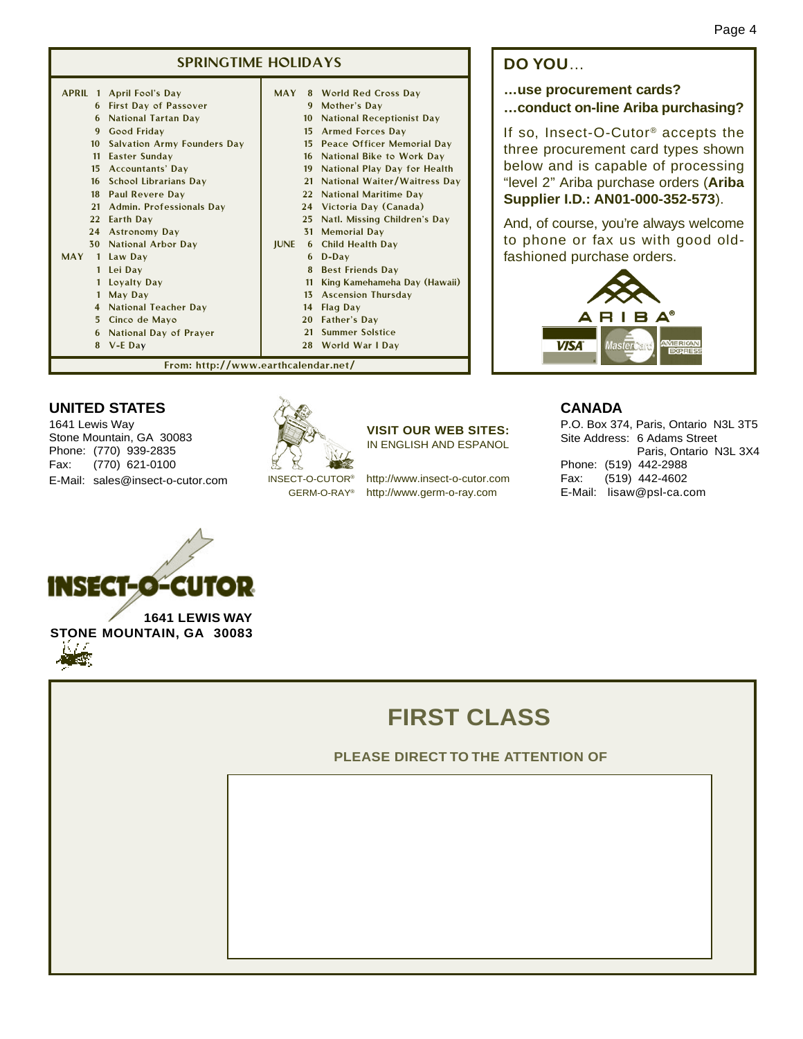## SPRINGTIME HOLIDAYS

| | | |
|---|---|---|
| APRIL | 1 | April Fool's Day |
| | 6 | First Day of Passover |
| | 6 | National Tartan Day |
| | 9 | Good Friday |
| | 10 | Salvation Army Founders Day |
| | 11 | Easter Sunday |
| | 15 | Accountants' Day |
| | 16 | School Librarians Day |
| | 18 | Paul Revere Day |
| | 21 | Admin. Professionals Day |
| | 22 | Earth Day |
| | 24 | Astronomy Day |
| | 30 | National Arbor Day |
| MAY | 1 | Law Day |
| | 1 | Lei Day |
| | 1 | Loyalty Day |
| | 1 | May Day |
| | 4 | National Teacher Day |
| | 5 | Cinco de Mayo |
| | 6 | National Day of Prayer |
| | 8 | V-E Day |
| MAY | 8 | World Red Cross Day |
| | 9 | Mother's Day |
| | 10 | National Receptionist Day |
| | 15 | Armed Forces Day |
| | 15 | Peace Officer Memorial Day |
| | 16 | National Bike to Work Day |
| | 19 | National Play Day for Health |
| | 21 | National Waiter/Waitress Day |
| | 22 | National Maritime Day |
| | 24 | Victoria Day (Canada) |
| | 25 | Natl. Missing Children's Day |
| | 31 | Memorial Day |
| JUNE | 6 | Child Health Day |
| | 6 | D-Day |
| | 8 | Best Friends Day |
| | 11 | King Kamehameha Day (Hawaii) |
| | 13 | Ascension Thursday |
| | 14 | Flag Day |
| | 20 | Father's Day |
| | 21 | Summer Solstice |
| | 28 | World War I Day |

From: http://www.earthcalendar.net/

## DO YOU...

**...use procurement cards?**
**...conduct on-line Ariba purchasing?**

If so, Insect-O-Cutor® accepts the three procurement card types shown below and is capable of processing "level 2" Ariba purchase orders (**Ariba Supplier I.D.: AN01-000-352-573**).

And, of course, you're always welcome to phone or fax us with good old-fashioned purchase orders.

ARIBA®

VISA MasterCard AMERICAN EXPRESS

### UNITED STATES

1641 Lewis Way
Stone Mountain, GA 30083
Phone: (770) 939-2835
Fax: (770) 621-0100
E-Mail: sales@insect-o-cutor.com

**VISIT OUR WEB SITES:**
IN ENGLISH AND ESPANOL

INSECT-O-CUTOR® http://www.insect-o-cutor.com
GERM-O-RAY® http://www.germ-o-ray.com

### CANADA

P.O. Box 374, Paris, Ontario N3L 3T5
Site Address: 6 Adams Street
Paris, Ontario N3L 3X4
Phone: (519) 442-2988
Fax: (519) 442-4602
E-Mail: lisaw@psl-ca.com

INSECT-O-CUTOR®
**1641 LEWIS WAY**
**STONE MOUNTAIN, GA 30083**

# FIRST CLASS

**PLEASE DIRECT TO THE ATTENTION OF**